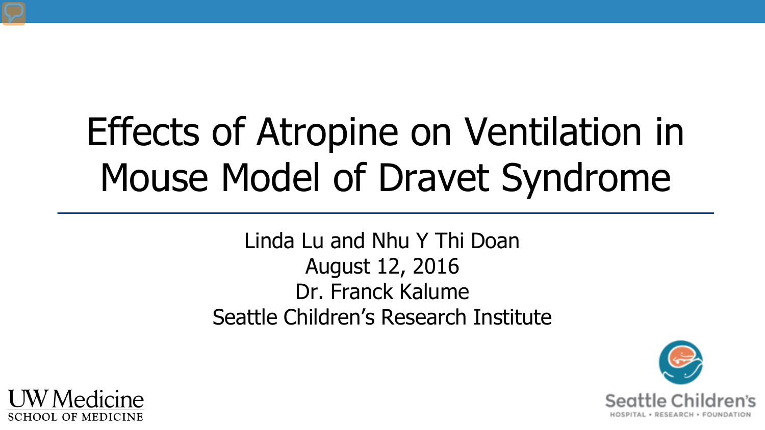# Effects of Atropine on Ventilation in Mouse Model of Dravet Syndrome

Linda Lu and Nhu Y Thi Doan

August 12, 2016

Dr. Franck Kalume

Seattle Children's Research Institute

UW Medicine
SCHOOL OF MEDICINE

Seattle Children's
HOSPITAL • RESEARCH • FOUNDATION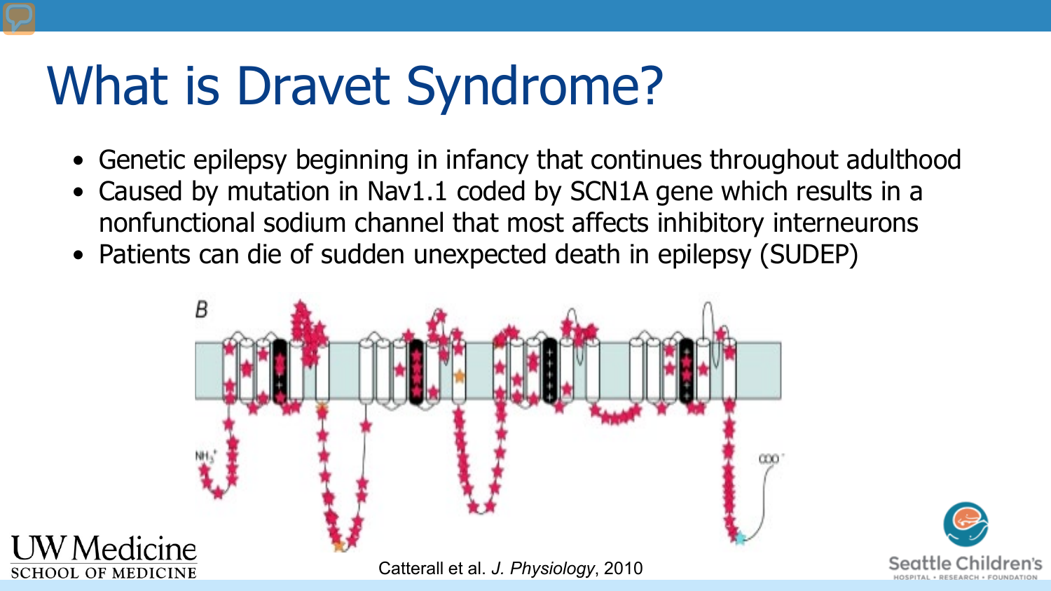# What is Dravet Syndrome?

- Genetic epilepsy beginning in infancy that continues throughout adulthood
- Caused by mutation in Nav1.1 coded by SCN1A gene which results in a nonfunctional sodium channel that most affects inhibitory interneurons
- Patients can die of sudden unexpected death in epilepsy (SUDEP)

Catterall et al. *J. Physiology*, 2010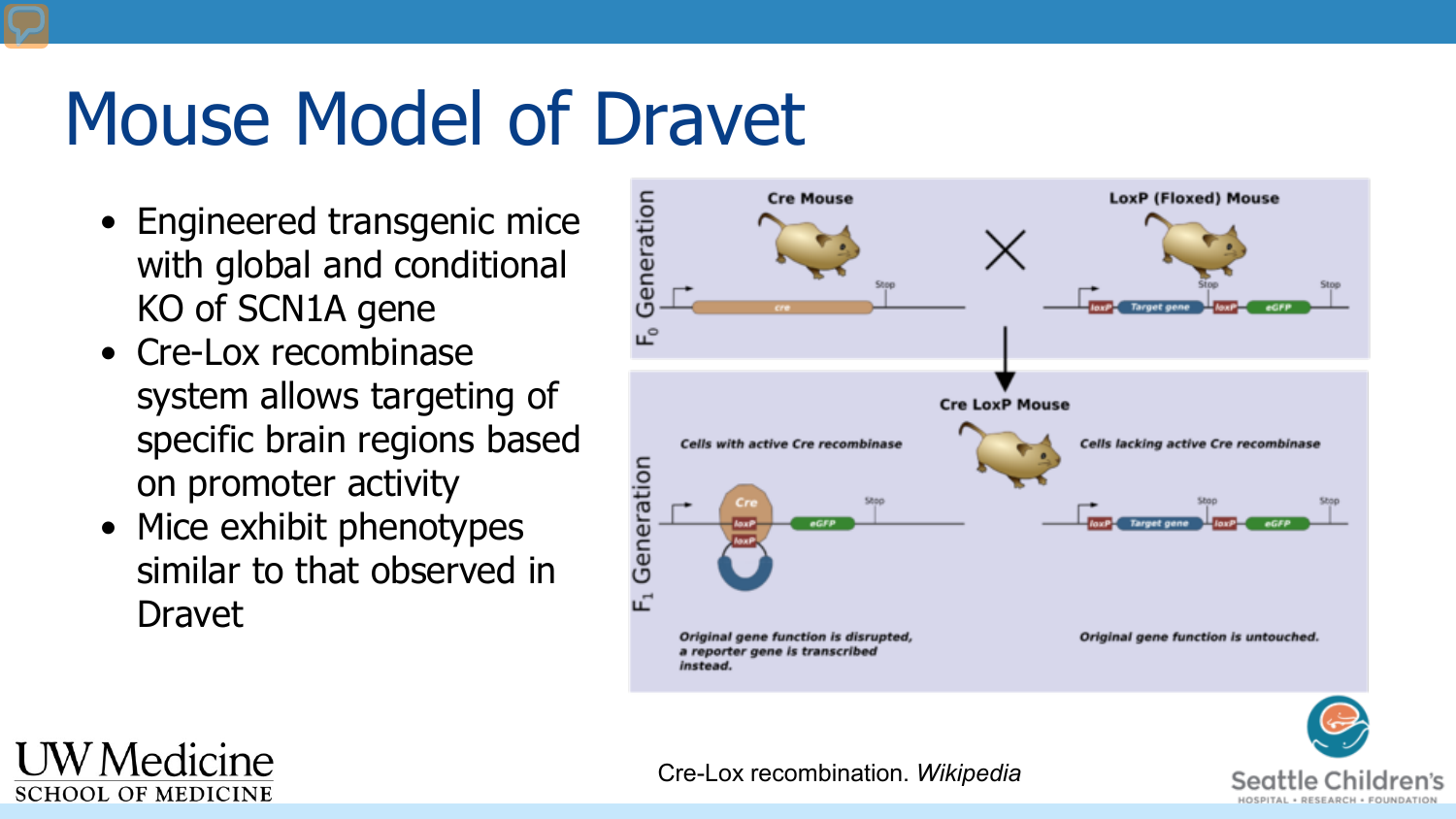# Mouse Model of Dravet

- Engineered transgenic mice with global and conditional KO of SCN1A gene
- Cre-Lox recombinase system allows targeting of specific brain regions based on promoter activity
- Mice exhibit phenotypes similar to that observed in Dravet

$F_0$ Generation

Cre Mouse

LoxP (Floxed) Mouse

cre

Stop

loxP Target gene loxP eGFP

Stop Stop

Cre LoxP Mouse

$F_1$ Generation

*Cells with active Cre recombinase*

Cre loxP loxP eGFP Stop

*Original gene function is disrupted, a reporter gene is transcribed instead.*

*Cells lacking active Cre recombinase*

loxP Target gene loxP eGFP Stop Stop

*Original gene function is untouched.*

Cre-Lox recombination. *Wikipedia*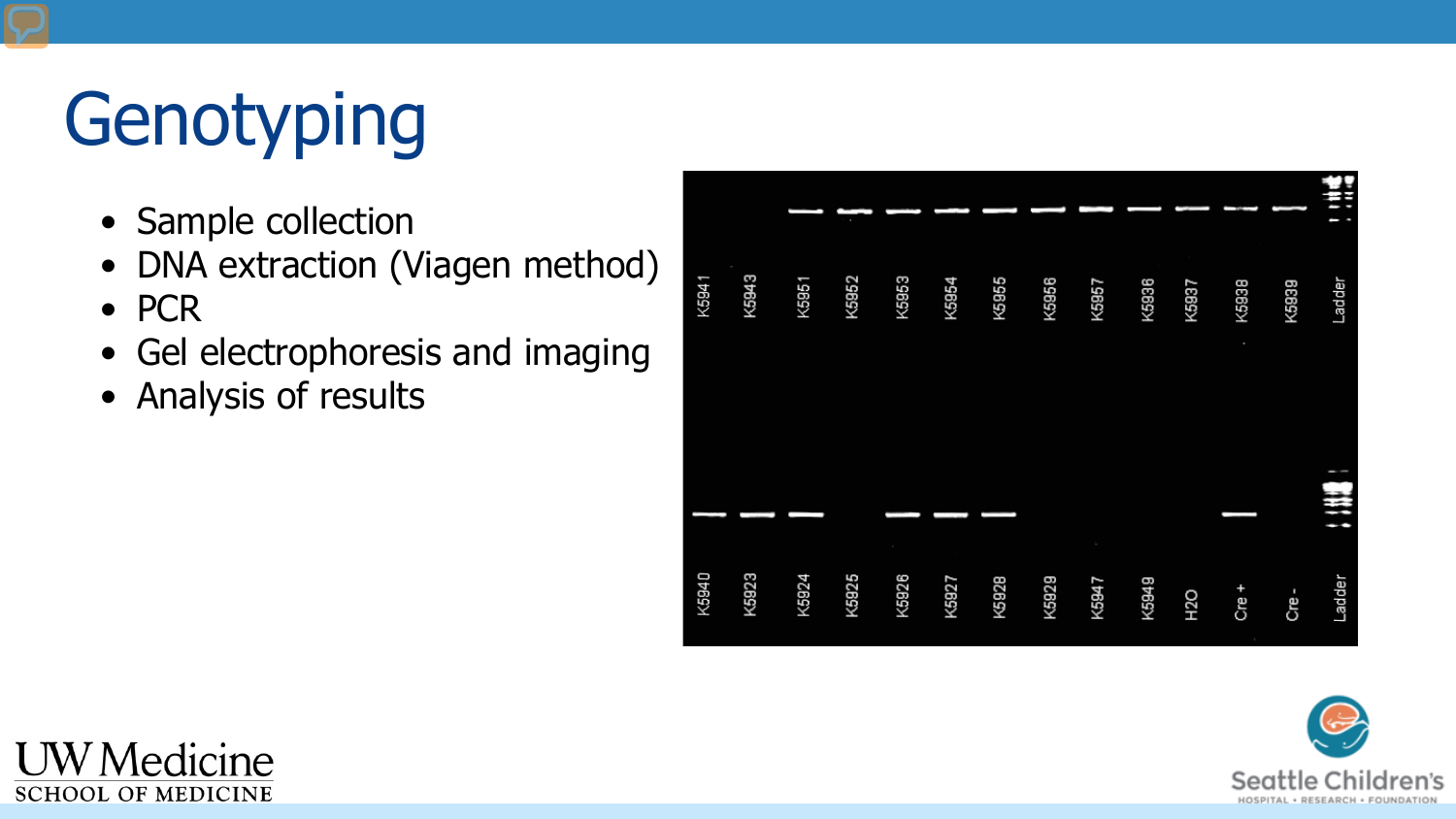# Genotyping

- Sample collection
- DNA extraction (Viagen method)
- PCR
- Gel electrophoresis and imaging
- Analysis of results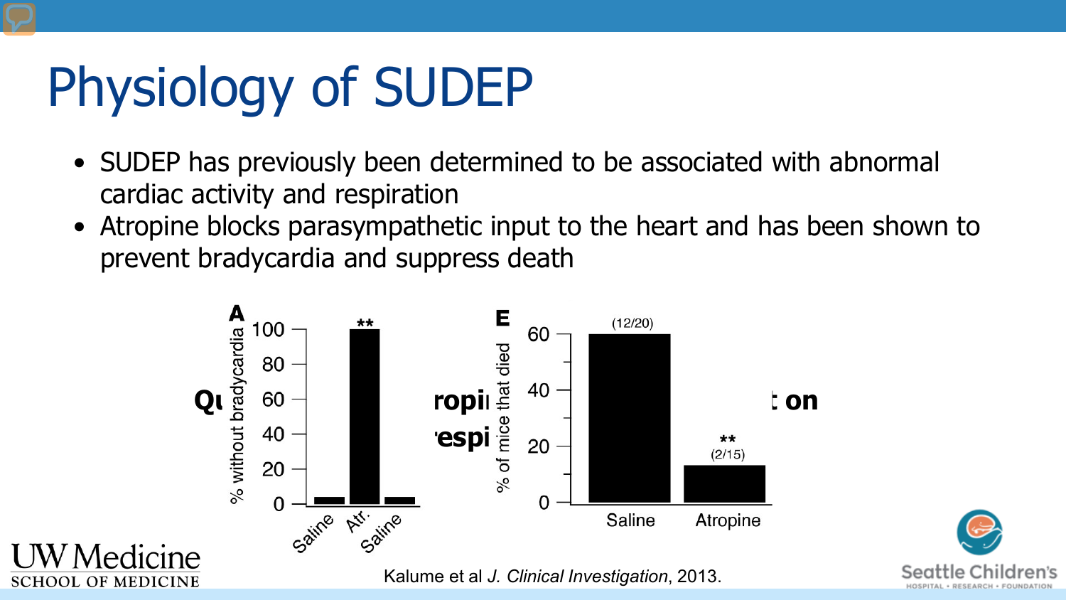# Physiology of SUDEP

- SUDEP has previously been determined to be associated with abnormal cardiac activity and respiration
- Atropine blocks parasympathetic input to the heart and has been shown to prevent bradycardia and suppress death

Kalume et al *J. Clinical Investigation*, 2013.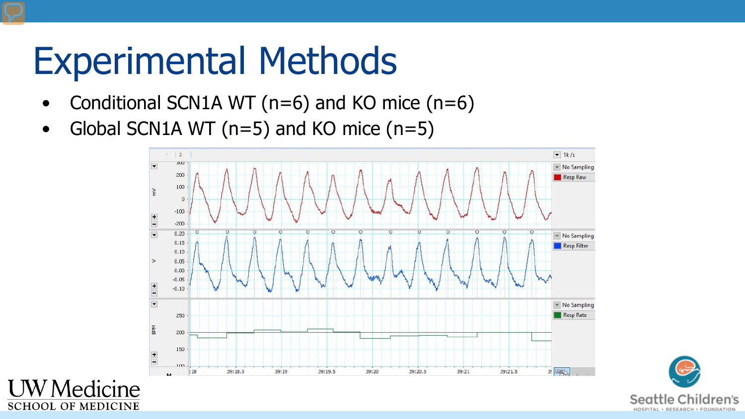# Experimental Methods

- Conditional SCN1A WT (n=6) and KO mice (n=6)
- Global SCN1A WT (n=5) and KO mice (n=5)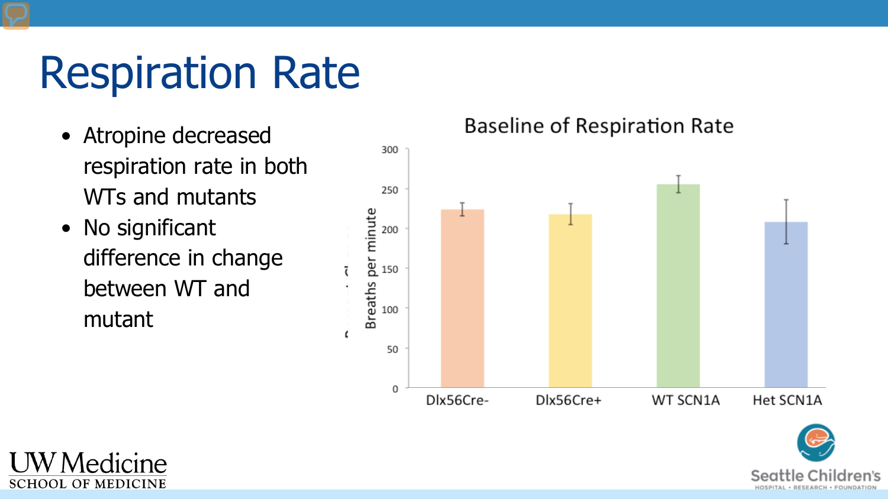# Respiration Rate

- Atropine decreased respiration rate in both WTs and mutants
- No significant difference in change between WT and mutant

**Baseline of Respiration Rate**

Breaths per minute

300
250
200
150
100
50
0

Dlx56Cre- | Dlx56Cre+ | WT SCN1A | Het SCN1A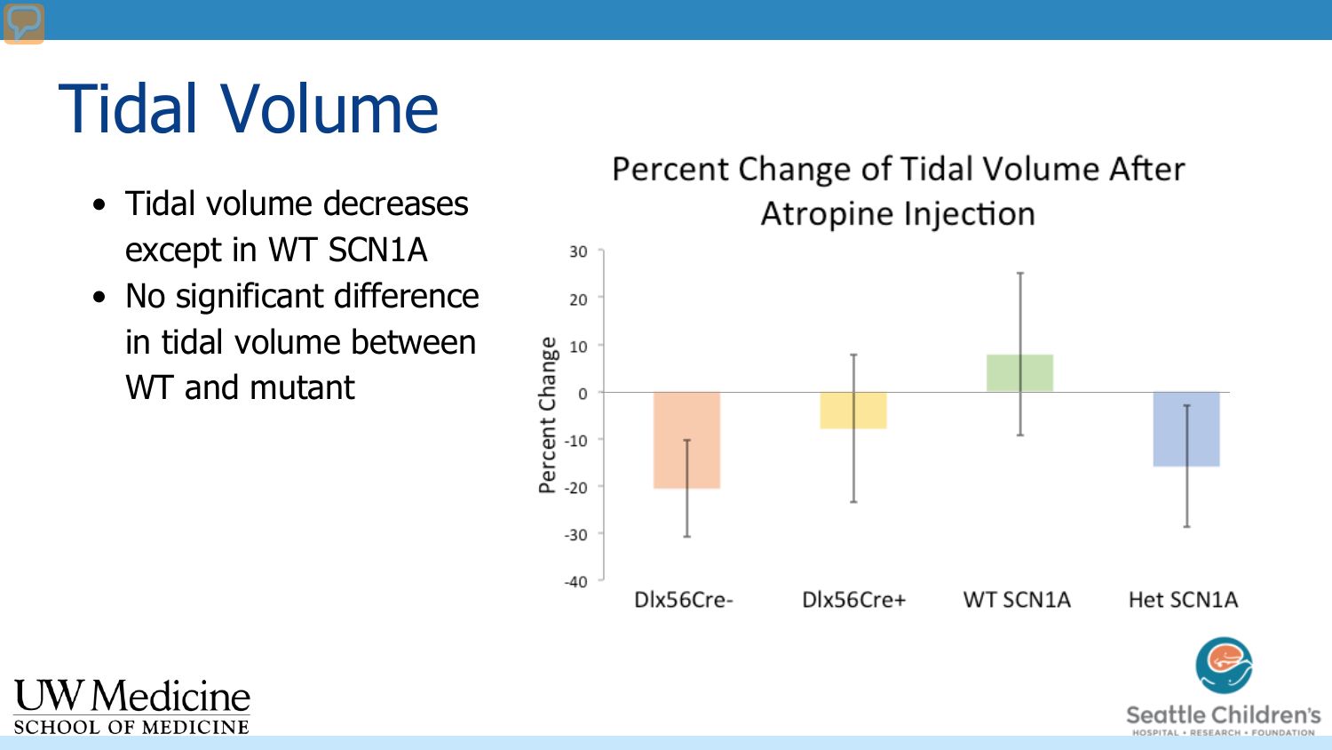# Tidal Volume

- Tidal volume decreases except in WT SCN1A
- No significant difference in tidal volume between WT and mutant

Percent Change of Tidal Volume After Atropine Injection

Percent Change

30
20
10
0
-10
-20
-30
-40

Dlx56Cre-　Dlx56Cre+　WT SCN1A　Het SCN1A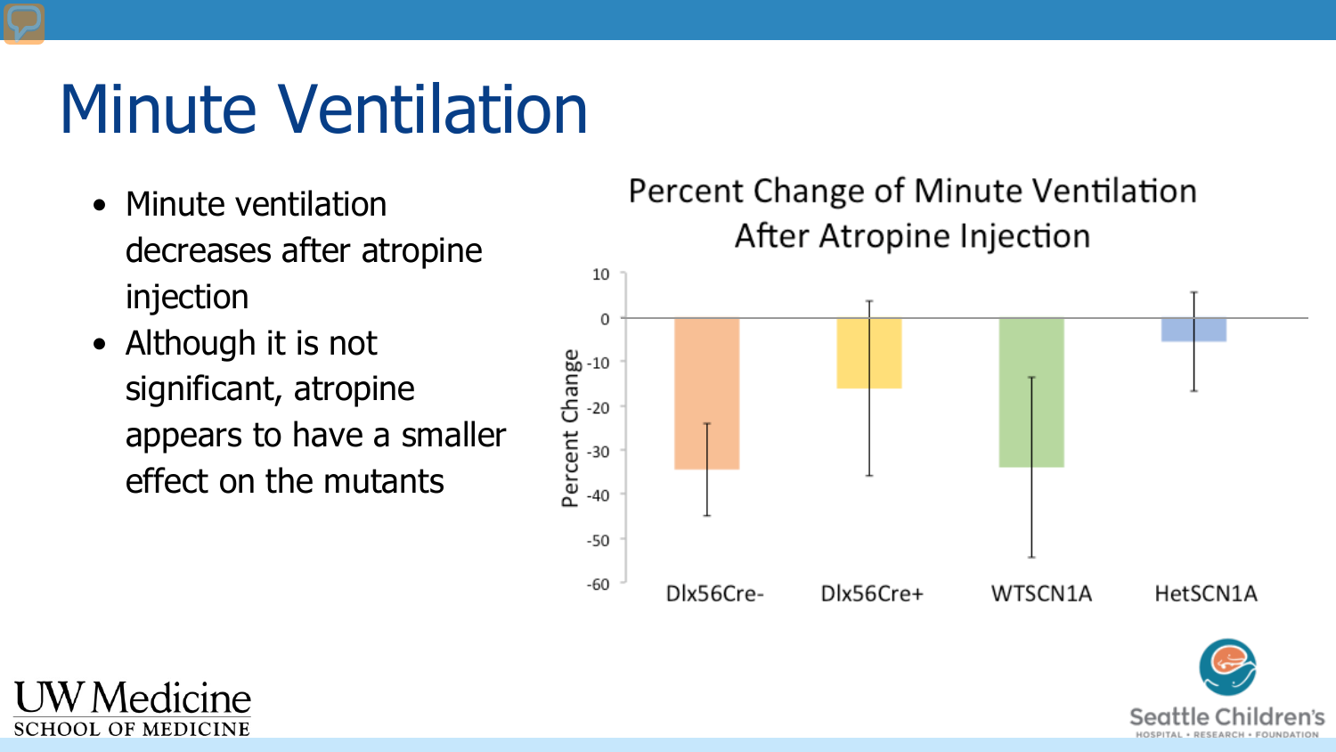# Minute Ventilation

- Minute ventilation decreases after atropine injection
- Although it is not significant, atropine appears to have a smaller effect on the mutants

Percent Change of Minute Ventilation After Atropine Injection

Percent Change

10
0
-10
-20
-30
-40
-50
-60

Dlx56Cre- Dlx56Cre+ WTSCN1A HetSCN1A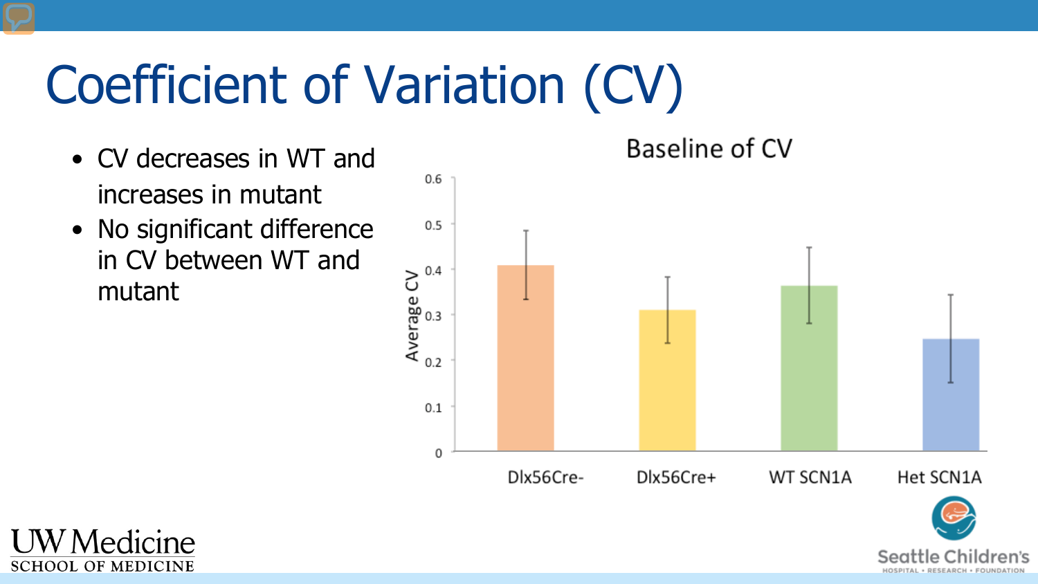# Coefficient of Variation (CV)

- CV decreases in WT and increases in mutant
- No significant difference in CV between WT and mutant

Baseline of CV

Average CV

0.6
0.5
0.4
0.3
0.2
0.1
0

Dlx56Cre- Dlx56Cre+ WT SCN1A Het SCN1A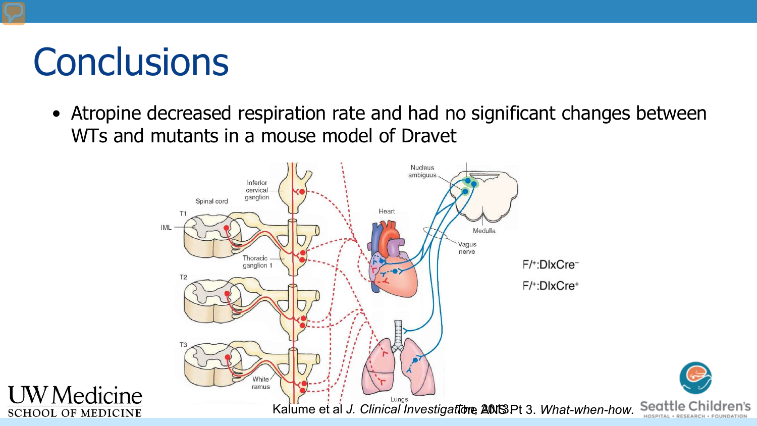# Conclusions

- Atropine decreased respiration rate and had no significant changes between WTs and mutants in a mouse model of Dravet

F/+:DlxCre−

F/+:DlxCre+

Kalume et al *J. Clinical Investigation*, 2013

The ANS Pt 3. *What-when-how.*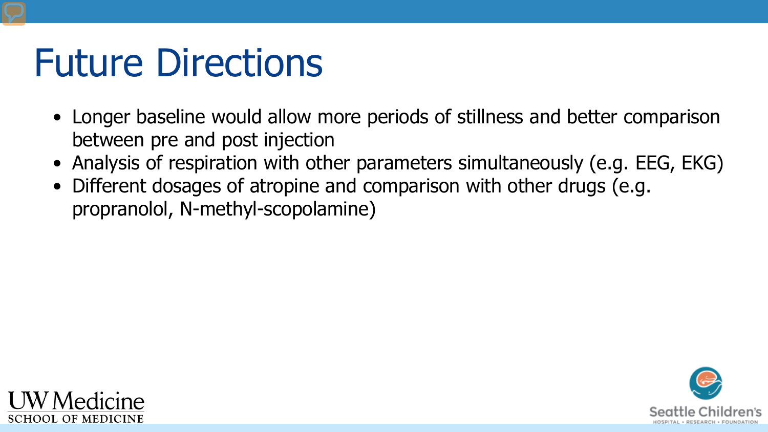# Future Directions

- Longer baseline would allow more periods of stillness and better comparison between pre and post injection
- Analysis of respiration with other parameters simultaneously (e.g. EEG, EKG)
- Different dosages of atropine and comparison with other drugs (e.g. propranolol, N-methyl-scopolamine)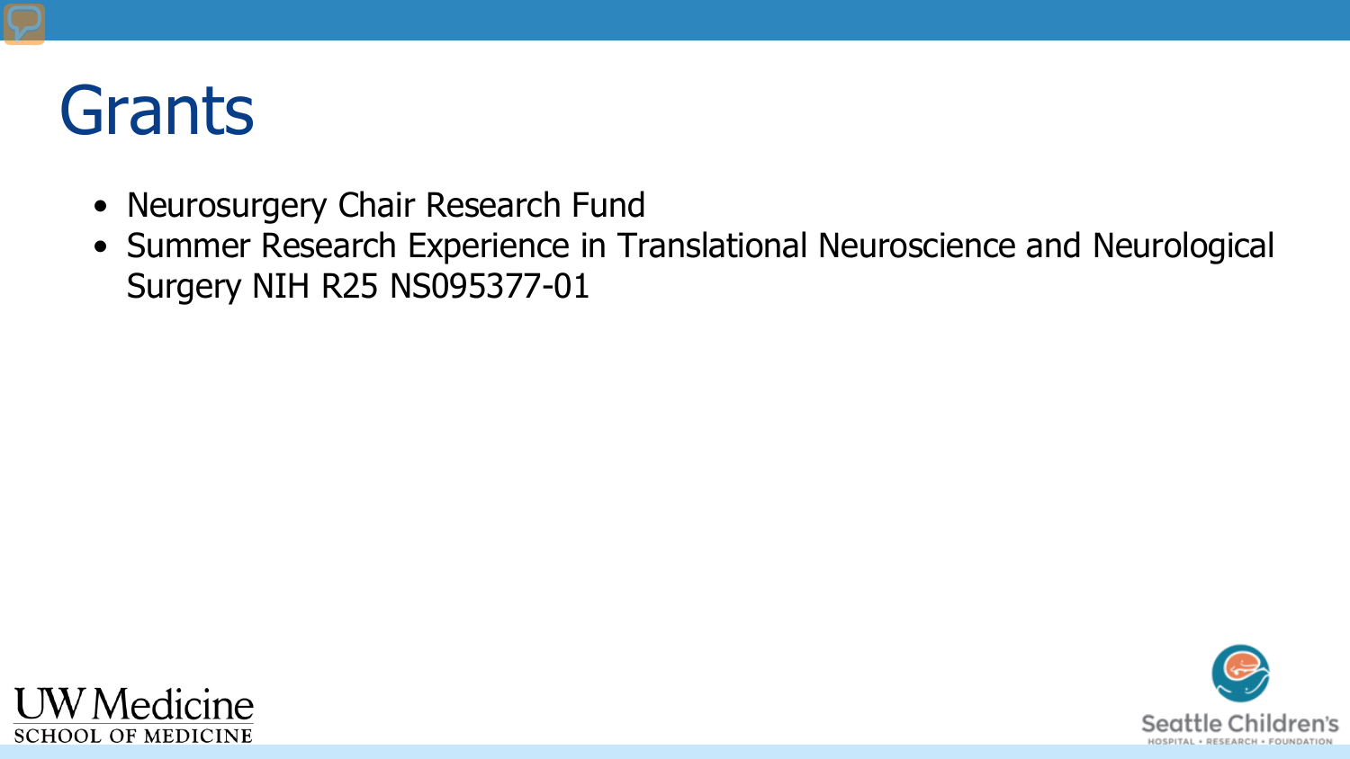# Grants

- Neurosurgery Chair Research Fund
- Summer Research Experience in Translational Neuroscience and Neurological Surgery NIH R25 NS095377-01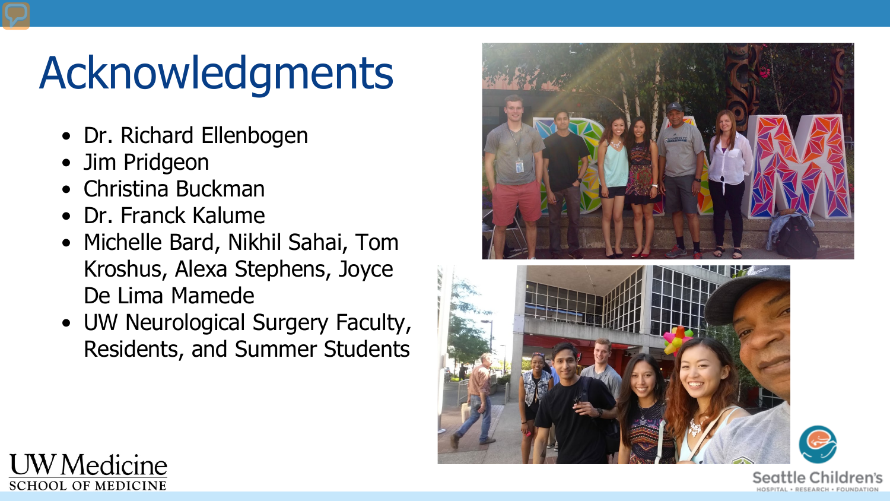# Acknowledgments

- Dr. Richard Ellenbogen
- Jim Pridgeon
- Christina Buckman
- Dr. Franck Kalume
- Michelle Bard, Nikhil Sahai, Tom Kroshus, Alexa Stephens, Joyce De Lima Mamede
- UW Neurological Surgery Faculty, Residents, and Summer Students

UW Medicine
SCHOOL OF MEDICINE

Seattle Children's
HOSPITAL • RESEARCH • FOUNDATION